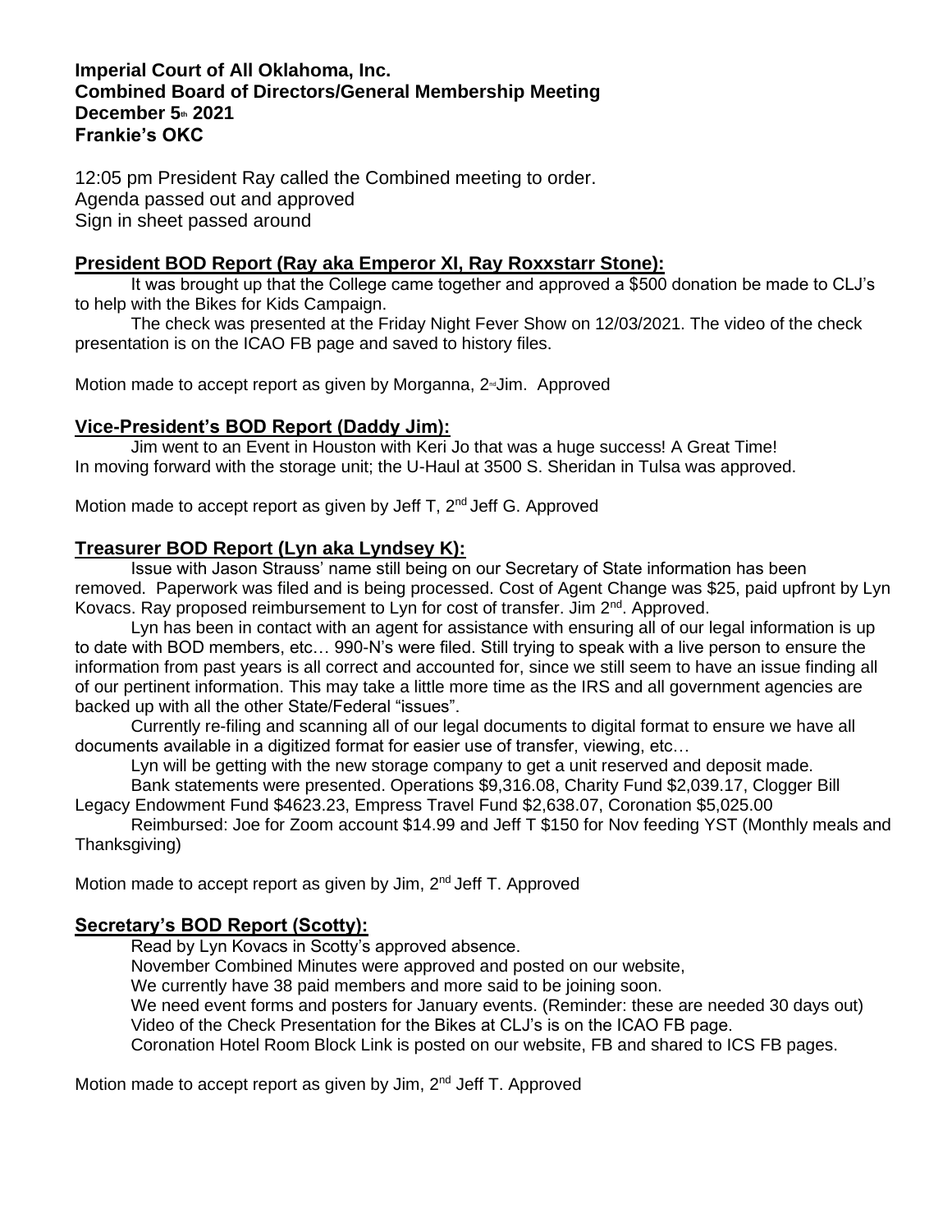**Imperial Court of All Oklahoma, Inc.**
**Combined Board of Directors/General Membership Meeting**
**December 5th 2021**
**Frankie's OKC**

12:05 pm President Ray called the Combined meeting to order.
Agenda passed out and approved
Sign in sheet passed around

## President BOD Report (Ray aka Emperor XI, Ray Roxxstarr Stone):

It was brought up that the College came together and approved a $500 donation be made to CLJ's to help with the Bikes for Kids Campaign.

The check was presented at the Friday Night Fever Show on 12/03/2021. The video of the check presentation is on the ICAO FB page and saved to history files.

Motion made to accept report as given by Morganna, 2nd Jim. Approved

## Vice-President's BOD Report (Daddy Jim):

Jim went to an Event in Houston with Keri Jo that was a huge success! A Great Time!
In moving forward with the storage unit; the U-Haul at 3500 S. Sheridan in Tulsa was approved.

Motion made to accept report as given by Jeff T, 2nd Jeff G. Approved

## Treasurer BOD Report (Lyn aka Lyndsey K):

Issue with Jason Strauss' name still being on our Secretary of State information has been removed. Paperwork was filed and is being processed. Cost of Agent Change was $25, paid upfront by Lyn Kovacs. Ray proposed reimbursement to Lyn for cost of transfer. Jim 2nd. Approved.

Lyn has been in contact with an agent for assistance with ensuring all of our legal information is up to date with BOD members, etc… 990-N's were filed. Still trying to speak with a live person to ensure the information from past years is all correct and accounted for, since we still seem to have an issue finding all of our pertinent information. This may take a little more time as the IRS and all government agencies are backed up with all the other State/Federal "issues".

Currently re-filing and scanning all of our legal documents to digital format to ensure we have all documents available in a digitized format for easier use of transfer, viewing, etc…

Lyn will be getting with the new storage company to get a unit reserved and deposit made.

Bank statements were presented. Operations $9,316.08, Charity Fund $2,039.17, Clogger Bill Legacy Endowment Fund $4623.23, Empress Travel Fund $2,638.07, Coronation $5,025.00

Reimbursed: Joe for Zoom account $14.99 and Jeff T $150 for Nov feeding YST (Monthly meals and Thanksgiving)

Motion made to accept report as given by Jim, 2nd Jeff T. Approved

## Secretary's BOD Report (Scotty):

Read by Lyn Kovacs in Scotty's approved absence.
November Combined Minutes were approved and posted on our website,
We currently have 38 paid members and more said to be joining soon.
We need event forms and posters for January events. (Reminder: these are needed 30 days out)
Video of the Check Presentation for the Bikes at CLJ's is on the ICAO FB page.
Coronation Hotel Room Block Link is posted on our website, FB and shared to ICS FB pages.

Motion made to accept report as given by Jim, 2nd Jeff T. Approved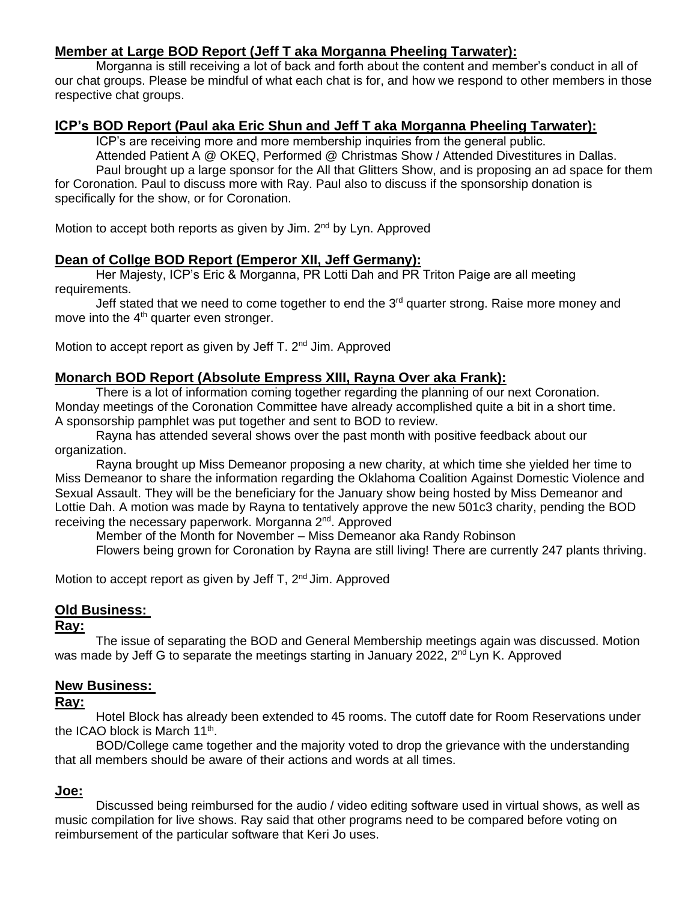**Member at Large BOD Report (Jeff T aka Morganna Pheeling Tarwater):**

Morganna is still receiving a lot of back and forth about the content and member's conduct in all of our chat groups. Please be mindful of what each chat is for, and how we respond to other members in those respective chat groups.

**ICP's BOD Report (Paul aka Eric Shun and Jeff T aka Morganna Pheeling Tarwater):**

ICP's are receiving more and more membership inquiries from the general public.

Attended Patient A @ OKEQ, Performed @ Christmas Show / Attended Divestitures in Dallas.

Paul brought up a large sponsor for the All that Glitters Show, and is proposing an ad space for them for Coronation. Paul to discuss more with Ray. Paul also to discuss if the sponsorship donation is specifically for the show, or for Coronation.

Motion to accept both reports as given by Jim. 2nd by Lyn. Approved

**Dean of Collge BOD Report (Emperor XII, Jeff Germany):**

Her Majesty, ICP's Eric & Morganna, PR Lotti Dah and PR Triton Paige are all meeting requirements.

Jeff stated that we need to come together to end the 3rd quarter strong. Raise more money and move into the 4th quarter even stronger.

Motion to accept report as given by Jeff T. 2nd Jim. Approved

**Monarch BOD Report (Absolute Empress XIII, Rayna Over aka Frank):**

There is a lot of information coming together regarding the planning of our next Coronation. Monday meetings of the Coronation Committee have already accomplished quite a bit in a short time. A sponsorship pamphlet was put together and sent to BOD to review.

Rayna has attended several shows over the past month with positive feedback about our organization.

Rayna brought up Miss Demeanor proposing a new charity, at which time she yielded her time to Miss Demeanor to share the information regarding the Oklahoma Coalition Against Domestic Violence and Sexual Assault. They will be the beneficiary for the January show being hosted by Miss Demeanor and Lottie Dah. A motion was made by Rayna to tentatively approve the new 501c3 charity, pending the BOD receiving the necessary paperwork. Morganna 2nd. Approved

Member of the Month for November – Miss Demeanor aka Randy Robinson

Flowers being grown for Coronation by Rayna are still living! There are currently 247 plants thriving.

Motion to accept report as given by Jeff T, 2nd Jim. Approved

**Old Business:**

**Ray:**

The issue of separating the BOD and General Membership meetings again was discussed. Motion was made by Jeff G to separate the meetings starting in January 2022, 2nd Lyn K. Approved

**New Business:**

**Ray:**

Hotel Block has already been extended to 45 rooms. The cutoff date for Room Reservations under the ICAO block is March 11th.

BOD/College came together and the majority voted to drop the grievance with the understanding that all members should be aware of their actions and words at all times.

**Joe:**

Discussed being reimbursed for the audio / video editing software used in virtual shows, as well as music compilation for live shows. Ray said that other programs need to be compared before voting on reimbursement of the particular software that Keri Jo uses.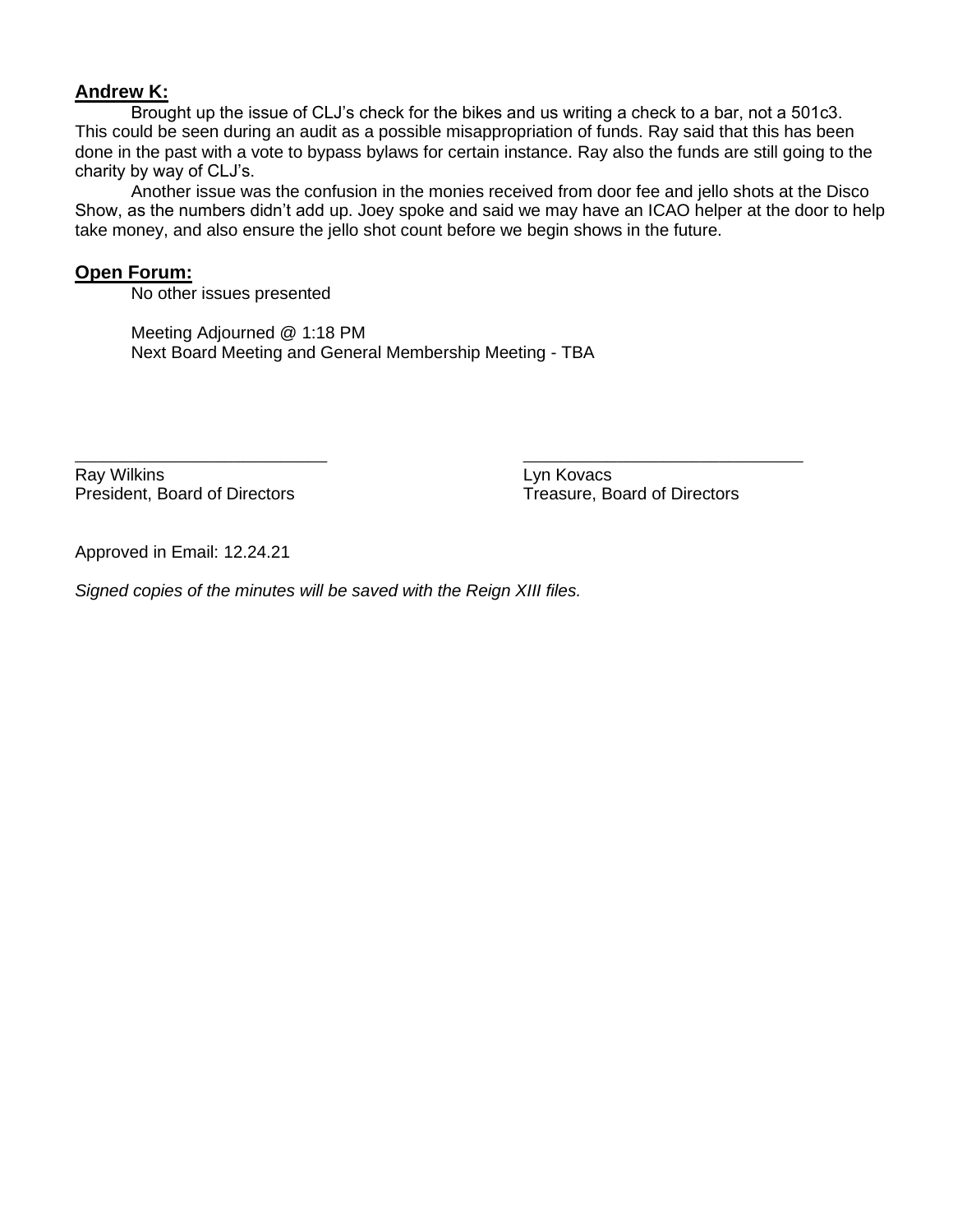**Andrew K:**

Brought up the issue of CLJ's check for the bikes and us writing a check to a bar, not a 501c3. This could be seen during an audit as a possible misappropriation of funds. Ray said that this has been done in the past with a vote to bypass bylaws for certain instance. Ray also the funds are still going to the charity by way of CLJ's.

Another issue was the confusion in the monies received from door fee and jello shots at the Disco Show, as the numbers didn't add up. Joey spoke and said we may have an ICAO helper at the door to help take money, and also ensure the jello shot count before we begin shows in the future.

**Open Forum:**

No other issues presented

Meeting Adjourned @ 1:18 PM
Next Board Meeting and General Membership Meeting - TBA

\_\_\_\_\_\_\_\_\_\_\_\_\_\_\_\_\_\_\_\_\_\_\_\_\_\_\_
Ray Wilkins
President, Board of Directors

\_\_\_\_\_\_\_\_\_\_\_\_\_\_\_\_\_\_\_\_\_\_\_\_\_\_\_
Lyn Kovacs
Treasure, Board of Directors

Approved in Email: 12.24.21

*Signed copies of the minutes will be saved with the Reign XIII files.*